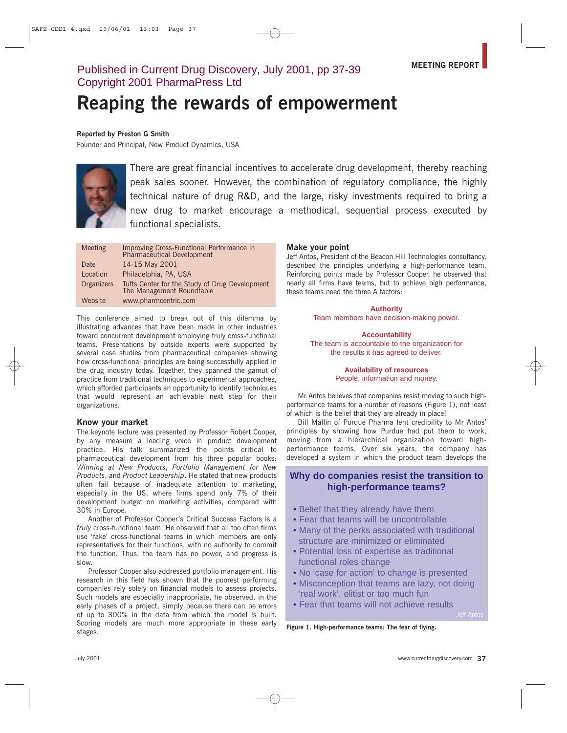Published in Current Drug Discovery, July 2001, pp 37-39
Copyright 2001 PharmaPress Ltd

MEETING REPORT

# Reaping the rewards of empowerment

**Reported by Preston G Smith**
Founder and Principal, New Product Dynamics, USA

There are great financial incentives to accelerate drug development, thereby reaching peak sales sooner. However, the combination of regulatory compliance, the highly technical nature of drug R&D, and the large, risky investments required to bring a new drug to market encourage a methodical, sequential process executed by functional specialists.

| | |
|---|---|
| Meeting | Improving Cross-Functional Performance in Pharmaceutical Development |
| Date | 14-15 May 2001 |
| Location | Philadelphia, PA, USA |
| Organizers | Tufts Center for the Study of Drug Development<br>The Management Roundtable |
| Website | www.pharmcentric.com |

This conference aimed to break out of this dilemma by illustrating advances that have been made in other industries toward concurrent development employing truly cross-functional teams. Presentations by outside experts were supported by several case studies from pharmaceutical companies showing how cross-functional principles are being successfully applied in the drug industry today. Together, they spanned the gamut of practice from traditional techniques to experimental approaches, which afforded participants an opportunity to identify techniques that would represent an achievable next step for their organizations.

## Know your market

The keynote lecture was presented by Professor Robert Cooper, by any measure a leading voice in product development practice. His talk summarized the points critical to pharmaceutical development from his three popular books: *Winning at New Products*, *Portfolio Management for New Products*, and *Product Leadership*. He stated that new products often fail because of inadequate attention to marketing, especially in the US, where firms spend only 7% of their development budget on marketing activities, compared with 30% in Europe.

Another of Professor Cooper's Critical Success Factors is a *truly* cross-functional team. He observed that all too often firms use 'fake' cross-functional teams in which members are only representatives for their functions, with no authority to commit the function. Thus, the team has no power, and progress is slow.

Professor Cooper also addressed portfolio management. His research in this field has shown that the poorest performing companies rely solely on financial models to assess projects. Such models are especially inappropriate, he observed, in the early phases of a project, simply because there can be errors of up to 300% in the data from which the model is built. Scoring models are much more appropriate in these early stages.

## Make your point

Jeff Antos, President of the Beacon Hill Technologies consultancy, described the principles underlying a high-performance team. Reinforcing points made by Professor Cooper, he observed that nearly all firms have teams, but to achieve high performance, these teams need the three A factors:

**Authority**
Team members have decision-making power.

**Accountability**
The team is accountable to the organization for the results it has agreed to deliver.

**Availability of resources**
People, information and money.

Mr Antos believes that companies resist moving to such high-performance teams for a number of reasons (Figure 1), not least of which is the belief that they are already in place!

Bill Mallin of Purdue Pharma lent credibility to Mr Antos' principles by showing how Purdue had put them to work, moving from a hierarchical organization toward high-performance teams. Over six years, the company has developed a system in which the product team develops the

**Why do companies resist the transition to high-performance teams?**

- Belief that they already have them
- Fear that teams will be uncontrollable
- Many of the perks associated with traditional structure are minimized or eliminated
- Potential loss of expertise as traditional functional roles change
- No 'case for action' to change is presented
- Misconception that teams are lazy, not doing 'real work', elitist or too much fun
- Fear that teams will not achieve results

Jeff Antos

**Figure 1. High-performance teams: The fear of flying.**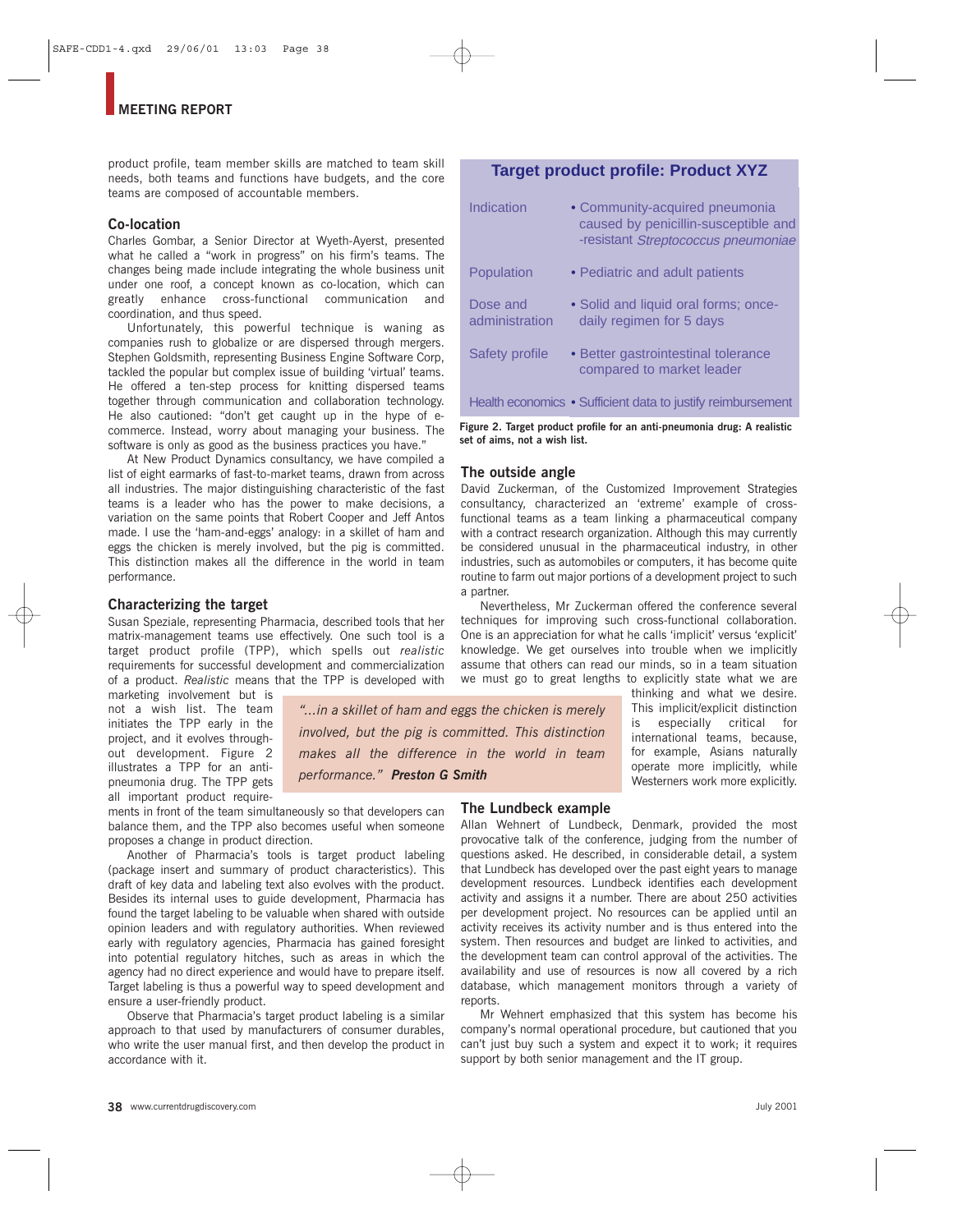product profile, team member skills are matched to team skill needs, both teams and functions have budgets, and the core teams are composed of accountable members.

### Co-location

Charles Gombar, a Senior Director at Wyeth-Ayerst, presented what he called a "work in progress" on his firm's teams. The changes being made include integrating the whole business unit under one roof, a concept known as co-location, which can greatly enhance cross-functional communication and coordination, and thus speed.

Unfortunately, this powerful technique is waning as companies rush to globalize or are dispersed through mergers. Stephen Goldsmith, representing Business Engine Software Corp, tackled the popular but complex issue of building 'virtual' teams. He offered a ten-step process for knitting dispersed teams together through communication and collaboration technology. He also cautioned: "don't get caught up in the hype of e-commerce. Instead, worry about managing your business. The software is only as good as the business practices you have."

At New Product Dynamics consultancy, we have compiled a list of eight earmarks of fast-to-market teams, drawn from across all industries. The major distinguishing characteristic of the fast teams is a leader who has the power to make decisions, a variation on the same points that Robert Cooper and Jeff Antos made. I use the 'ham-and-eggs' analogy: in a skillet of ham and eggs the chicken is merely involved, but the pig is committed. This distinction makes all the difference in the world in team performance.

### Characterizing the target

Susan Speziale, representing Pharmacia, described tools that her matrix-management teams use effectively. One such tool is a target product profile (TPP), which spells out *realistic* requirements for successful development and commercialization of a product. *Realistic* means that the TPP is developed with marketing involvement but is not a wish list. The team initiates the TPP early in the project, and it evolves throughout development. Figure 2 illustrates a TPP for an anti-pneumonia drug. The TPP gets all important product requirements in front of the team simultaneously so that developers can balance them, and the TPP also becomes useful when someone proposes a change in product direction.

> *"...in a skillet of ham and eggs the chicken is merely involved, but the pig is committed. This distinction makes all the difference in the world in team performance."* ***Preston G Smith***

Another of Pharmacia's tools is target product labeling (package insert and summary of product characteristics). This draft of key data and labeling text also evolves with the product. Besides its internal uses to guide development, Pharmacia has found the target labeling to be valuable when shared with outside opinion leaders and with regulatory authorities. When reviewed early with regulatory agencies, Pharmacia has gained foresight into potential regulatory hitches, such as areas in which the agency had no direct experience and would have to prepare itself. Target labeling is thus a powerful way to speed development and ensure a user-friendly product.

Observe that Pharmacia's target product labeling is a similar approach to that used by manufacturers of consumer durables, who write the user manual first, and then develop the product in accordance with it.

**Target product profile: Product XYZ**

| | |
|---|---|
| Indication | • Community-acquired pneumonia caused by penicillin-susceptible and -resistant *Streptococcus pneumoniae* |
| Population | • Pediatric and adult patients |
| Dose and administration | • Solid and liquid oral forms; once-daily regimen for 5 days |
| Safety profile | • Better gastrointestinal tolerance compared to market leader |
| Health economics | • Sufficient data to justify reimbursement |

**Figure 2. Target product profile for an anti-pneumonia drug: A realistic set of aims, not a wish list.**

### The outside angle

David Zuckerman, of the Customized Improvement Strategies consultancy, characterized an 'extreme' example of cross-functional teams as a team linking a pharmaceutical company with a contract research organization. Although this may currently be considered unusual in the pharmaceutical industry, in other industries, such as automobiles or computers, it has become quite routine to farm out major portions of a development project to such a partner.

Nevertheless, Mr Zuckerman offered the conference several techniques for improving such cross-functional collaboration. One is an appreciation for what he calls 'implicit' versus 'explicit' knowledge. We get ourselves into trouble when we implicitly assume that others can read our minds, so in a team situation we must go to great lengths to explicitly state what we are thinking and what we desire. This implicit/explicit distinction is especially critical for international teams, because, for example, Asians naturally operate more implicitly, while Westerners work more explicitly.

### The Lundbeck example

Allan Wehnert of Lundbeck, Denmark, provided the most provocative talk of the conference, judging from the number of questions asked. He described, in considerable detail, a system that Lundbeck has developed over the past eight years to manage development resources. Lundbeck identifies each development activity and assigns it a number. There are about 250 activities per development project. No resources can be applied until an activity receives its activity number and is thus entered into the system. Then resources and budget are linked to activities, and the development team can control approval of the activities. The availability and use of resources is now all covered by a rich database, which management monitors through a variety of reports.

Mr Wehnert emphasized that this system has become his company's normal operational procedure, but cautioned that you can't just buy such a system and expect it to work; it requires support by both senior management and the IT group.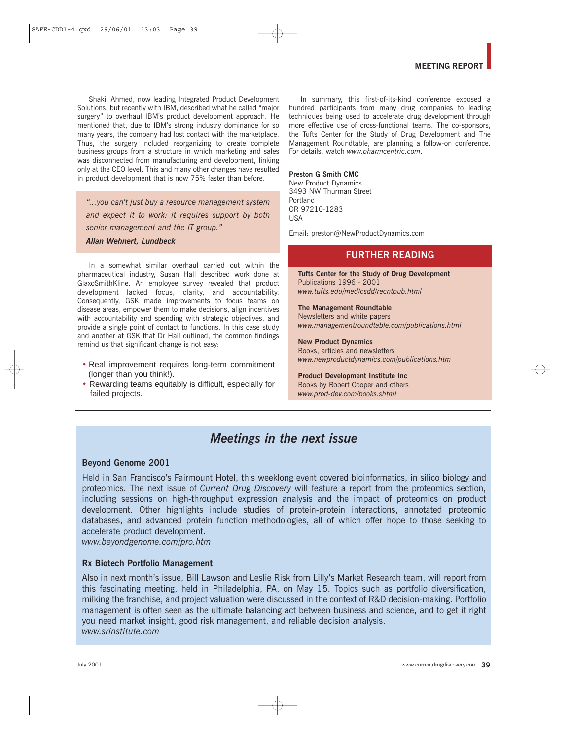Shakil Ahmed, now leading Integrated Product Development Solutions, but recently with IBM, described what he called "major surgery" to overhaul IBM's product development approach. He mentioned that, due to IBM's strong industry dominance for so many years, the company had lost contact with the marketplace. Thus, the surgery included reorganizing to create complete business groups from a structure in which marketing and sales was disconnected from manufacturing and development, linking only at the CEO level. This and many other changes have resulted in product development that is now 75% faster than before.

> *"...you can't just buy a resource management system and expect it to work: it requires support by both senior management and the IT group."*
>
> ***Allan Wehnert, Lundbeck***

In a somewhat similar overhaul carried out within the pharmaceutical industry, Susan Hall described work done at GlaxoSmithKline. An employee survey revealed that product development lacked focus, clarity, and accountability. Consequently, GSK made improvements to focus teams on disease areas, empower them to make decisions, align incentives with accountability and spending with strategic objectives, and provide a single point of contact to functions. In this case study and another at GSK that Dr Hall outlined, the common findings remind us that significant change is not easy:

- Real improvement requires long-term commitment (longer than you think!).
- Rewarding teams equitably is difficult, especially for failed projects.

In summary, this first-of-its-kind conference exposed a hundred participants from many drug companies to leading techniques being used to accelerate drug development through more effective use of cross-functional teams. The co-sponsors, the Tufts Center for the Study of Drug Development and The Management Roundtable, are planning a follow-on conference. For details, watch *www.pharmcentric.com*.

**Preston G Smith CMC**
New Product Dynamics
3493 NW Thurman Street
Portland
OR 97210-1283
USA

Email: preston@NewProductDynamics.com

## FURTHER READING

**Tufts Center for the Study of Drug Development**
Publications 1996 - 2001
*www.tufts.edu/med/csdd/recntpub.html*

**The Management Roundtable**
Newsletters and white papers
*www.managementroundtable.com/publications.html*

**New Product Dynamics**
Books, articles and newsletters
*www.newproductdynamics.com/publications.htm*

**Product Development Institute Inc**
Books by Robert Cooper and others
*www.prod-dev.com/books.shtml*

## *Meetings in the next issue*

### Beyond Genome 2001

Held in San Francisco's Fairmount Hotel, this weeklong event covered bioinformatics, in silico biology and proteomics. The next issue of *Current Drug Discovery* will feature a report from the proteomics section, including sessions on high-throughput expression analysis and the impact of proteomics on product development. Other highlights include studies of protein-protein interactions, annotated proteomic databases, and advanced protein function methodologies, all of which offer hope to those seeking to accelerate product development.
*www.beyondgenome.com/pro.htm*

### Rx Biotech Portfolio Management

Also in next month's issue, Bill Lawson and Leslie Risk from Lilly's Market Research team, will report from this fascinating meeting, held in Philadelphia, PA, on May 15. Topics such as portfolio diversification, milking the franchise, and project valuation were discussed in the context of R&D decision-making. Portfolio management is often seen as the ultimate balancing act between business and science, and to get it right you need market insight, good risk management, and reliable decision analysis.
*www.srinstitute.com*